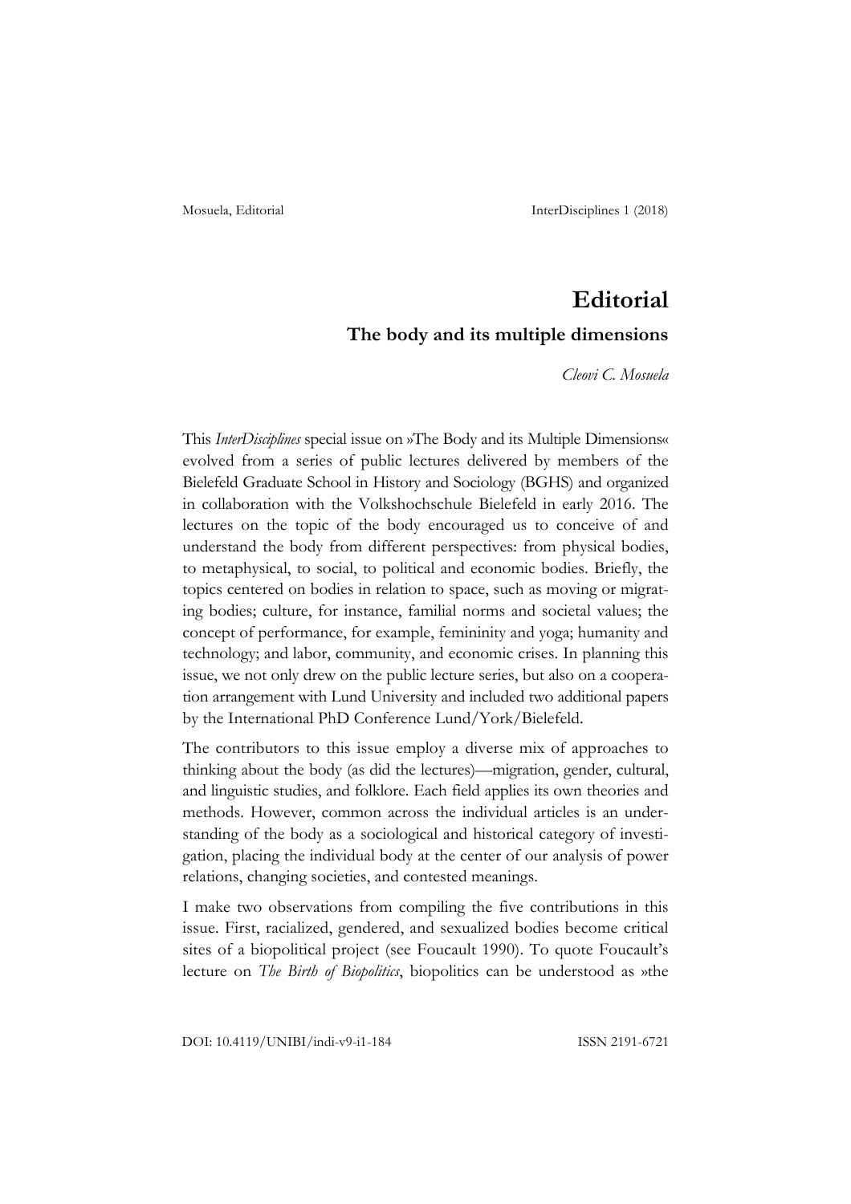# Editorial

## The body and its multiple dimensions

*Cleovi C. Mosuela*

This *InterDisciplines* special issue on »The Body and its Multiple Dimensions« evolved from a series of public lectures delivered by members of the Bielefeld Graduate School in History and Sociology (BGHS) and organized in collaboration with the Volkshochschule Bielefeld in early 2016. The lectures on the topic of the body encouraged us to conceive of and understand the body from different perspectives: from physical bodies, to metaphysical, to social, to political and economic bodies. Briefly, the topics centered on bodies in relation to space, such as moving or migrating bodies; culture, for instance, familial norms and societal values; the concept of performance, for example, femininity and yoga; humanity and technology; and labor, community, and economic crises. In planning this issue, we not only drew on the public lecture series, but also on a cooperation arrangement with Lund University and included two additional papers by the International PhD Conference Lund/York/Bielefeld.

The contributors to this issue employ a diverse mix of approaches to thinking about the body (as did the lectures)—migration, gender, cultural, and linguistic studies, and folklore. Each field applies its own theories and methods. However, common across the individual articles is an understanding of the body as a sociological and historical category of investigation, placing the individual body at the center of our analysis of power relations, changing societies, and contested meanings.

I make two observations from compiling the five contributions in this issue. First, racialized, gendered, and sexualized bodies become critical sites of a biopolitical project (see Foucault 1990). To quote Foucault's lecture on *The Birth of Biopolitics*, biopolitics can be understood as »the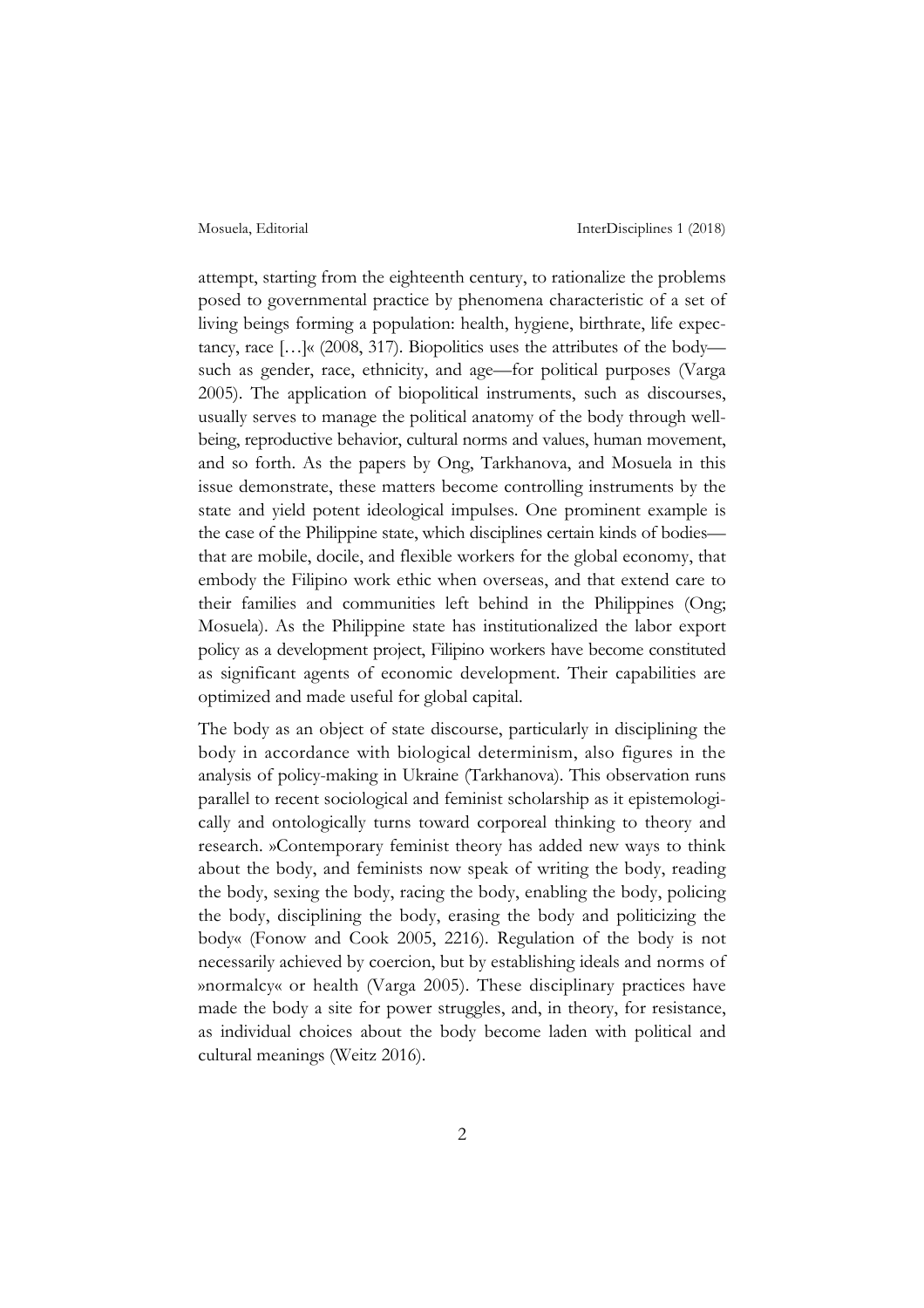attempt, starting from the eighteenth century, to rationalize the problems posed to governmental practice by phenomena characteristic of a set of living beings forming a population: health, hygiene, birthrate, life expectancy, race […]« (2008, 317). Biopolitics uses the attributes of the body—such as gender, race, ethnicity, and age—for political purposes (Varga 2005). The application of biopolitical instruments, such as discourses, usually serves to manage the political anatomy of the body through well-being, reproductive behavior, cultural norms and values, human movement, and so forth. As the papers by Ong, Tarkhanova, and Mosuela in this issue demonstrate, these matters become controlling instruments by the state and yield potent ideological impulses. One prominent example is the case of the Philippine state, which disciplines certain kinds of bodies—that are mobile, docile, and flexible workers for the global economy, that embody the Filipino work ethic when overseas, and that extend care to their families and communities left behind in the Philippines (Ong; Mosuela). As the Philippine state has institutionalized the labor export policy as a development project, Filipino workers have become constituted as significant agents of economic development. Their capabilities are optimized and made useful for global capital.

The body as an object of state discourse, particularly in disciplining the body in accordance with biological determinism, also figures in the analysis of policy-making in Ukraine (Tarkhanova). This observation runs parallel to recent sociological and feminist scholarship as it epistemologically and ontologically turns toward corporeal thinking to theory and research. »Contemporary feminist theory has added new ways to think about the body, and feminists now speak of writing the body, reading the body, sexing the body, racing the body, enabling the body, policing the body, disciplining the body, erasing the body and politicizing the body« (Fonow and Cook 2005, 2216). Regulation of the body is not necessarily achieved by coercion, but by establishing ideals and norms of »normalcy« or health (Varga 2005). These disciplinary practices have made the body a site for power struggles, and, in theory, for resistance, as individual choices about the body become laden with political and cultural meanings (Weitz 2016).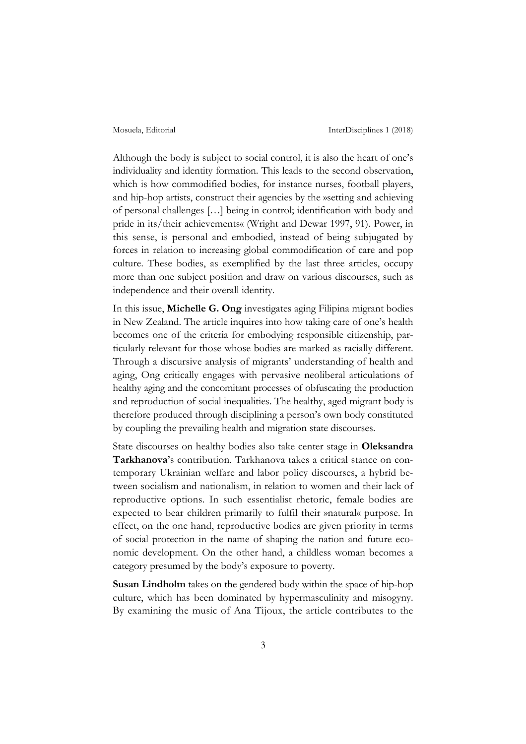Although the body is subject to social control, it is also the heart of one's individuality and identity formation. This leads to the second observation, which is how commodified bodies, for instance nurses, football players, and hip-hop artists, construct their agencies by the »setting and achieving of personal challenges […] being in control; identification with body and pride in its/their achievements« (Wright and Dewar 1997, 91). Power, in this sense, is personal and embodied, instead of being subjugated by forces in relation to increasing global commodification of care and pop culture. These bodies, as exemplified by the last three articles, occupy more than one subject position and draw on various discourses, such as independence and their overall identity.

In this issue, **Michelle G. Ong** investigates aging Filipina migrant bodies in New Zealand. The article inquires into how taking care of one's health becomes one of the criteria for embodying responsible citizenship, particularly relevant for those whose bodies are marked as racially different. Through a discursive analysis of migrants' understanding of health and aging, Ong critically engages with pervasive neoliberal articulations of healthy aging and the concomitant processes of obfuscating the production and reproduction of social inequalities. The healthy, aged migrant body is therefore produced through disciplining a person's own body constituted by coupling the prevailing health and migration state discourses.

State discourses on healthy bodies also take center stage in **Oleksandra Tarkhanova**'s contribution. Tarkhanova takes a critical stance on contemporary Ukrainian welfare and labor policy discourses, a hybrid between socialism and nationalism, in relation to women and their lack of reproductive options. In such essentialist rhetoric, female bodies are expected to bear children primarily to fulfil their »natural« purpose. In effect, on the one hand, reproductive bodies are given priority in terms of social protection in the name of shaping the nation and future economic development. On the other hand, a childless woman becomes a category presumed by the body's exposure to poverty.

**Susan Lindholm** takes on the gendered body within the space of hip-hop culture, which has been dominated by hypermasculinity and misogyny. By examining the music of Ana Tijoux, the article contributes to the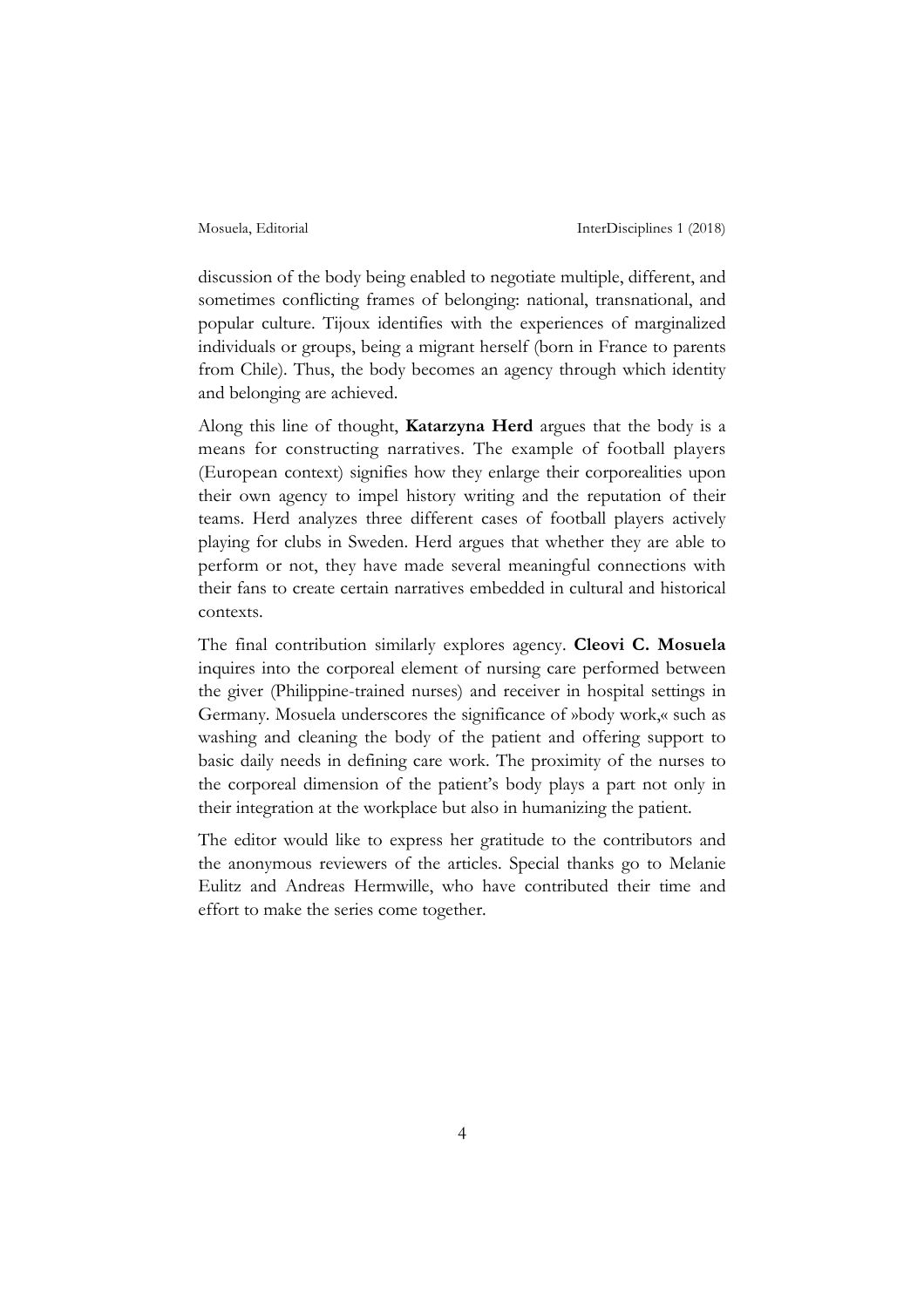discussion of the body being enabled to negotiate multiple, different, and sometimes conflicting frames of belonging: national, transnational, and popular culture. Tijoux identifies with the experiences of marginalized individuals or groups, being a migrant herself (born in France to parents from Chile). Thus, the body becomes an agency through which identity and belonging are achieved.

Along this line of thought, **Katarzyna Herd** argues that the body is a means for constructing narratives. The example of football players (European context) signifies how they enlarge their corporealities upon their own agency to impel history writing and the reputation of their teams. Herd analyzes three different cases of football players actively playing for clubs in Sweden. Herd argues that whether they are able to perform or not, they have made several meaningful connections with their fans to create certain narratives embedded in cultural and historical contexts.

The final contribution similarly explores agency. **Cleovi C. Mosuela** inquires into the corporeal element of nursing care performed between the giver (Philippine-trained nurses) and receiver in hospital settings in Germany. Mosuela underscores the significance of »body work,« such as washing and cleaning the body of the patient and offering support to basic daily needs in defining care work. The proximity of the nurses to the corporeal dimension of the patient's body plays a part not only in their integration at the workplace but also in humanizing the patient.

The editor would like to express her gratitude to the contributors and the anonymous reviewers of the articles. Special thanks go to Melanie Eulitz and Andreas Hermwille, who have contributed their time and effort to make the series come together.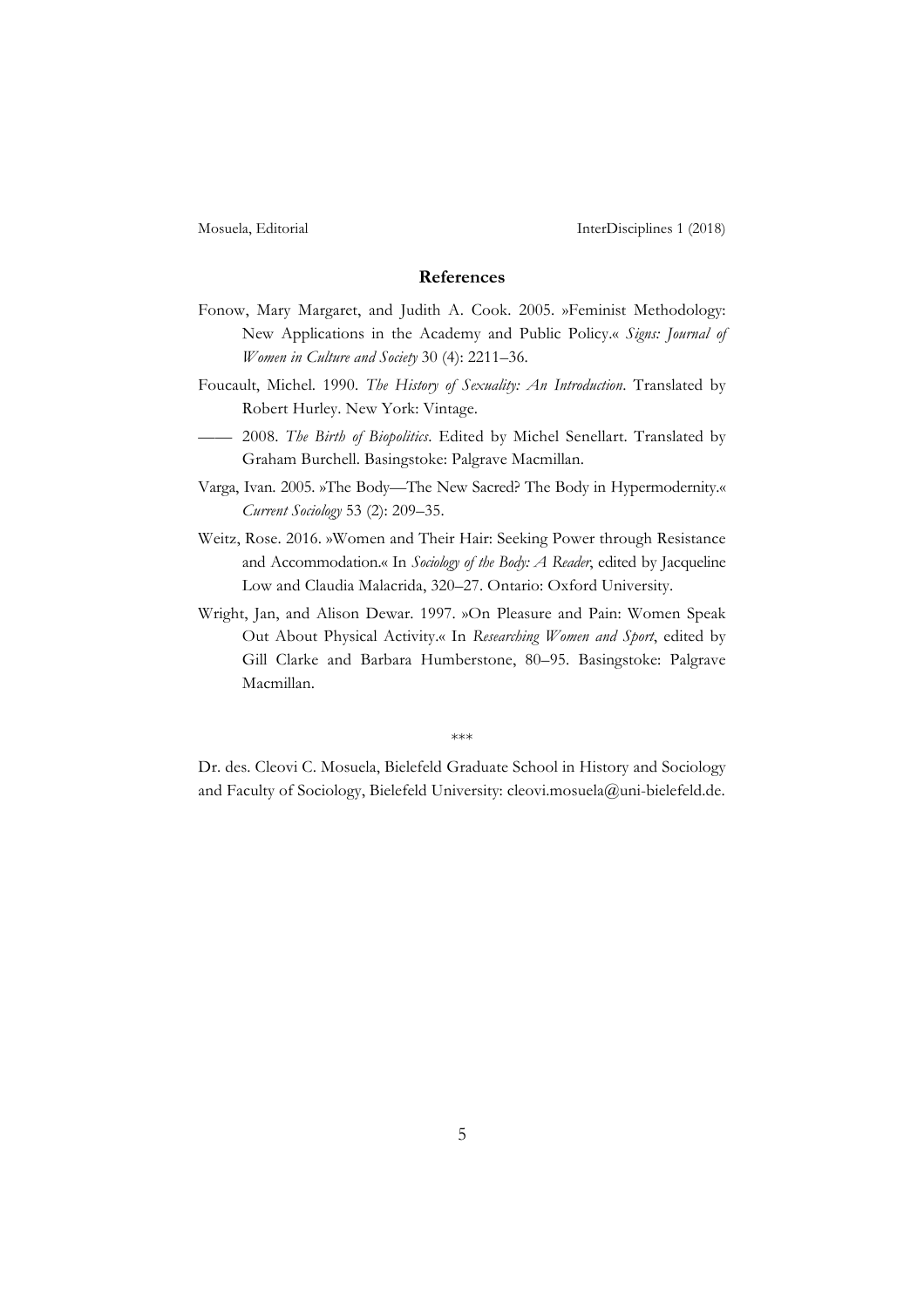## References

Fonow, Mary Margaret, and Judith A. Cook. 2005. »Feminist Methodology: New Applications in the Academy and Public Policy.« *Signs: Journal of Women in Culture and Society* 30 (4): 2211–36.

Foucault, Michel. 1990. *The History of Sexuality: An Introduction*. Translated by Robert Hurley. New York: Vintage.

—— 2008. *The Birth of Biopolitics*. Edited by Michel Senellart. Translated by Graham Burchell. Basingstoke: Palgrave Macmillan.

Varga, Ivan. 2005. »The Body—The New Sacred? The Body in Hypermodernity.« *Current Sociology* 53 (2): 209–35.

Weitz, Rose. 2016. »Women and Their Hair: Seeking Power through Resistance and Accommodation.« In *Sociology of the Body: A Reader*, edited by Jacqueline Low and Claudia Malacrida, 320–27. Ontario: Oxford University.

Wright, Jan, and Alison Dewar. 1997. »On Pleasure and Pain: Women Speak Out About Physical Activity.« In *Researching Women and Sport*, edited by Gill Clarke and Barbara Humberstone, 80–95. Basingstoke: Palgrave Macmillan.

\*\*\*

Dr. des. Cleovi C. Mosuela, Bielefeld Graduate School in History and Sociology and Faculty of Sociology, Bielefeld University: cleovi.mosuela@uni-bielefeld.de.